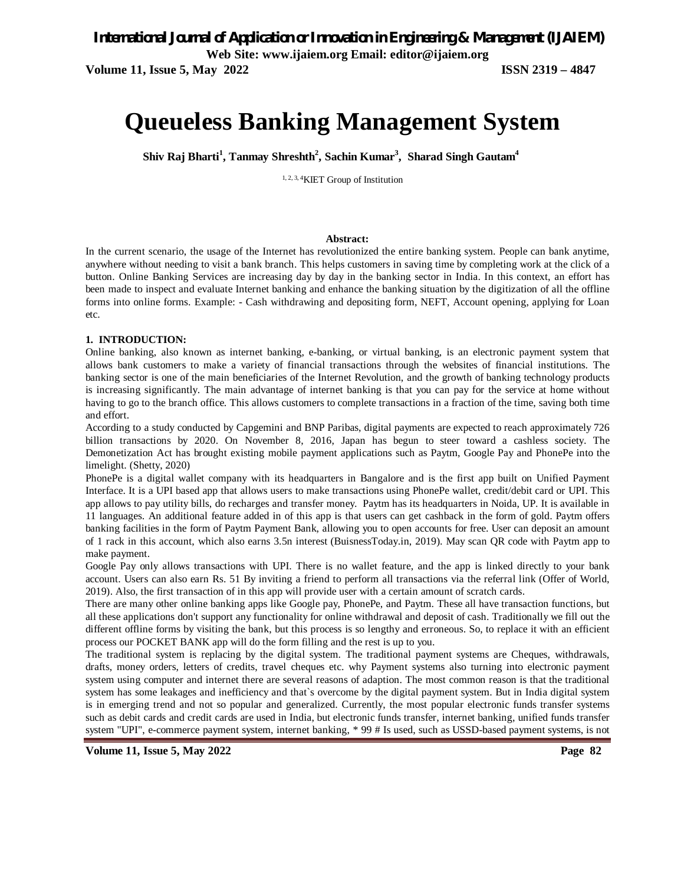# Queueless Banking Management System

**Shiv Raj Bharti[1], Tanmay Shreshth[2], Sachin Kumar[3], Sharad Singh Gautam[4]**

[1, 2, 3, 4]KIET Group of Institution

**Abstract:**

In the current scenario, the usage of the Internet has revolutionized the entire banking system. People can bank anytime, anywhere without needing to visit a bank branch. This helps customers in saving time by completing work at the click of a button. Online Banking Services are increasing day by day in the banking sector in India. In this context, an effort has been made to inspect and evaluate Internet banking and enhance the banking situation by the digitization of all the offline forms into online forms. Example: - Cash withdrawing and depositing form, NEFT, Account opening, applying for Loan etc.

## 1. INTRODUCTION:

Online banking, also known as internet banking, e-banking, or virtual banking, is an electronic payment system that allows bank customers to make a variety of financial transactions through the websites of financial institutions. The banking sector is one of the main beneficiaries of the Internet Revolution, and the growth of banking technology products is increasing significantly. The main advantage of internet banking is that you can pay for the service at home without having to go to the branch office. This allows customers to complete transactions in a fraction of the time, saving both time and effort.

According to a study conducted by Capgemini and BNP Paribas, digital payments are expected to reach approximately 726 billion transactions by 2020. On November 8, 2016, Japan has begun to steer toward a cashless society. The Demonetization Act has brought existing mobile payment applications such as Paytm, Google Pay and PhonePe into the limelight. (Shetty, 2020)

PhonePe is a digital wallet company with its headquarters in Bangalore and is the first app built on Unified Payment Interface. It is a UPI based app that allows users to make transactions using PhonePe wallet, credit/debit card or UPI. This app allows to pay utility bills, do recharges and transfer money. Paytm has its headquarters in Noida, UP. It is available in 11 languages. An additional feature added in of this app is that users can get cashback in the form of gold. Paytm offers banking facilities in the form of Paytm Payment Bank, allowing you to open accounts for free. User can deposit an amount of 1 rack in this account, which also earns 3.5n interest (BuisnessToday.in, 2019). May scan QR code with Paytm app to make payment.

Google Pay only allows transactions with UPI. There is no wallet feature, and the app is linked directly to your bank account. Users can also earn Rs. 51 By inviting a friend to perform all transactions via the referral link (Offer of World, 2019). Also, the first transaction of in this app will provide user with a certain amount of scratch cards.

There are many other online banking apps like Google pay, PhonePe, and Paytm. These all have transaction functions, but all these applications don't support any functionality for online withdrawal and deposit of cash. Traditionally we fill out the different offline forms by visiting the bank, but this process is so lengthy and erroneous. So, to replace it with an efficient process our POCKET BANK app will do the form filling and the rest is up to you.

The traditional system is replacing by the digital system. The traditional payment systems are Cheques, withdrawals, drafts, money orders, letters of credits, travel cheques etc. why Payment systems also turning into electronic payment system using computer and internet there are several reasons of adaption. The most common reason is that the traditional system has some leakages and inefficiency and that`s overcome by the digital payment system. But in India digital system is in emerging trend and not so popular and generalized. Currently, the most popular electronic funds transfer systems such as debit cards and credit cards are used in India, but electronic funds transfer, internet banking, unified funds transfer system "UPI", e-commerce payment system, internet banking, * 99 # Is used, such as USSD-based payment systems, is not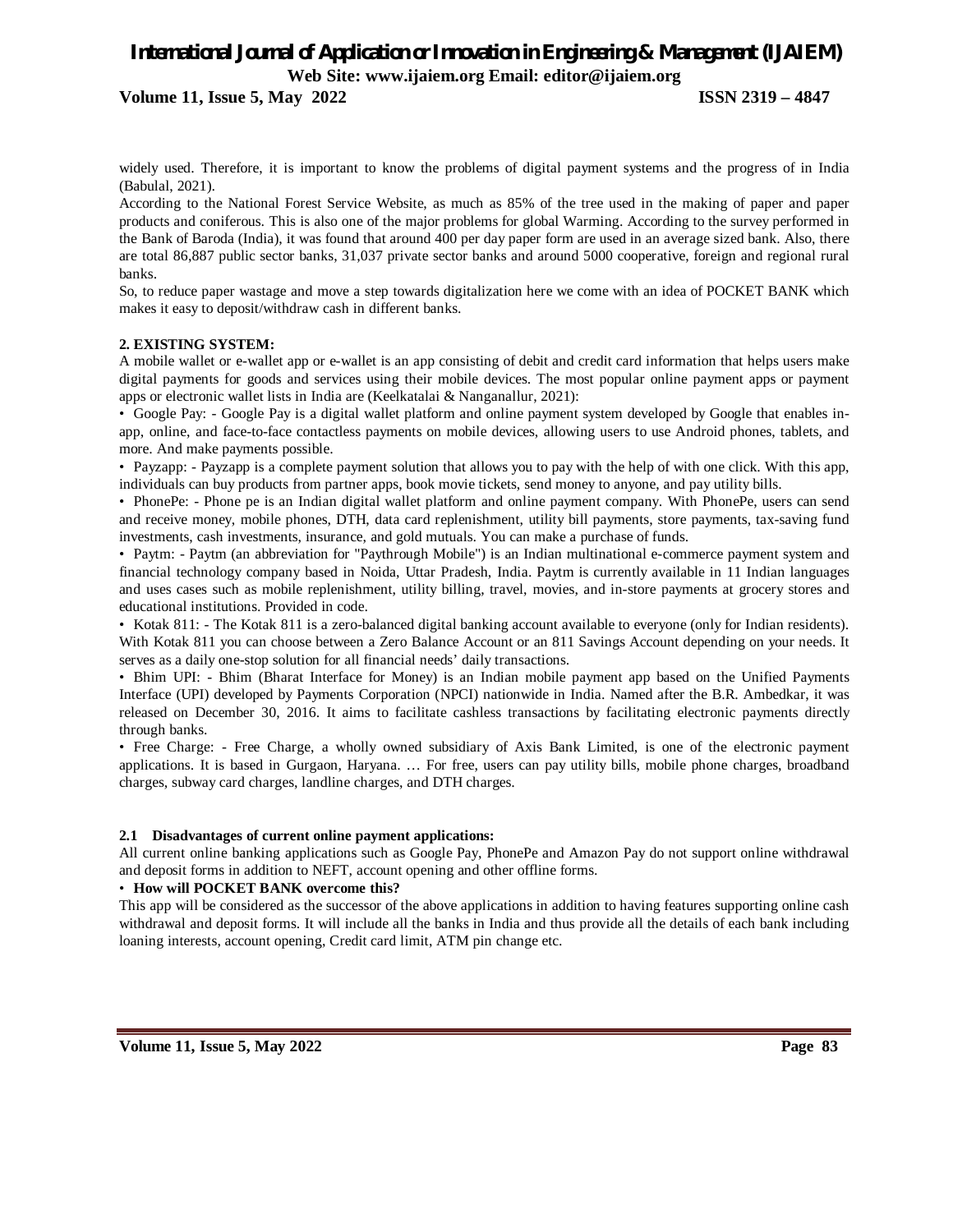widely used. Therefore, it is important to know the problems of digital payment systems and the progress of in India (Babulal, 2021).

According to the National Forest Service Website, as much as 85% of the tree used in the making of paper and paper products and coniferous. This is also one of the major problems for global Warming. According to the survey performed in the Bank of Baroda (India), it was found that around 400 per day paper form are used in an average sized bank. Also, there are total 86,887 public sector banks, 31,037 private sector banks and around 5000 cooperative, foreign and regional rural banks.

So, to reduce paper wastage and move a step towards digitalization here we come with an idea of POCKET BANK which makes it easy to deposit/withdraw cash in different banks.

## 2. EXISTING SYSTEM:

A mobile wallet or e-wallet app or e-wallet is an app consisting of debit and credit card information that helps users make digital payments for goods and services using their mobile devices. The most popular online payment apps or payment apps or electronic wallet lists in India are (Keelkatalai & Nanganallur, 2021):

- Google Pay: - Google Pay is a digital wallet platform and online payment system developed by Google that enables in-app, online, and face-to-face contactless payments on mobile devices, allowing users to use Android phones, tablets, and more. And make payments possible.
- Payzapp: - Payzapp is a complete payment solution that allows you to pay with the help of with one click. With this app, individuals can buy products from partner apps, book movie tickets, send money to anyone, and pay utility bills.
- PhonePe: - Phone pe is an Indian digital wallet platform and online payment company. With PhonePe, users can send and receive money, mobile phones, DTH, data card replenishment, utility bill payments, store payments, tax-saving fund investments, cash investments, insurance, and gold mutuals. You can make a purchase of funds.
- Paytm: - Paytm (an abbreviation for "Paythrough Mobile") is an Indian multinational e-commerce payment system and financial technology company based in Noida, Uttar Pradesh, India. Paytm is currently available in 11 Indian languages and uses cases such as mobile replenishment, utility billing, travel, movies, and in-store payments at grocery stores and educational institutions. Provided in code.
- Kotak 811: - The Kotak 811 is a zero-balanced digital banking account available to everyone (only for Indian residents). With Kotak 811 you can choose between a Zero Balance Account or an 811 Savings Account depending on your needs. It serves as a daily one-stop solution for all financial needs' daily transactions.
- Bhim UPI: - Bhim (Bharat Interface for Money) is an Indian mobile payment app based on the Unified Payments Interface (UPI) developed by Payments Corporation (NPCI) nationwide in India. Named after the B.R. Ambedkar, it was released on December 30, 2016. It aims to facilitate cashless transactions by facilitating electronic payments directly through banks.
- Free Charge: - Free Charge, a wholly owned subsidiary of Axis Bank Limited, is one of the electronic payment applications. It is based in Gurgaon, Haryana. … For free, users can pay utility bills, mobile phone charges, broadband charges, subway card charges, landline charges, and DTH charges.

### 2.1 Disadvantages of current online payment applications:

All current online banking applications such as Google Pay, PhonePe and Amazon Pay do not support online withdrawal and deposit forms in addition to NEFT, account opening and other offline forms.

- **How will POCKET BANK overcome this?**

This app will be considered as the successor of the above applications in addition to having features supporting online cash withdrawal and deposit forms. It will include all the banks in India and thus provide all the details of each bank including loaning interests, account opening, Credit card limit, ATM pin change etc.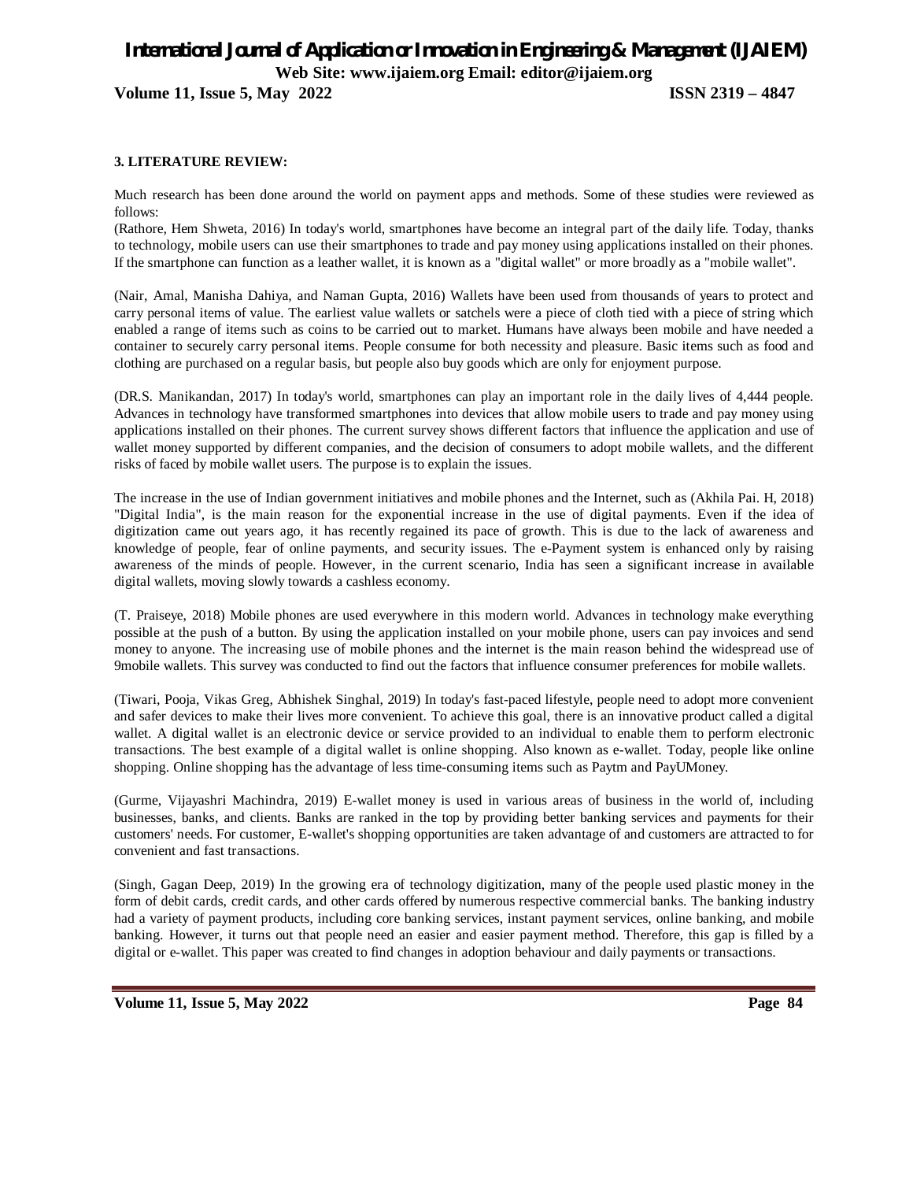### 3. LITERATURE REVIEW:

Much research has been done around the world on payment apps and methods. Some of these studies were reviewed as follows:

(Rathore, Hem Shweta, 2016) In today's world, smartphones have become an integral part of the daily life. Today, thanks to technology, mobile users can use their smartphones to trade and pay money using applications installed on their phones. If the smartphone can function as a leather wallet, it is known as a "digital wallet" or more broadly as a "mobile wallet".

(Nair, Amal, Manisha Dahiya, and Naman Gupta, 2016) Wallets have been used from thousands of years to protect and carry personal items of value. The earliest value wallets or satchels were a piece of cloth tied with a piece of string which enabled a range of items such as coins to be carried out to market. Humans have always been mobile and have needed a container to securely carry personal items. People consume for both necessity and pleasure. Basic items such as food and clothing are purchased on a regular basis, but people also buy goods which are only for enjoyment purpose.

(DR.S. Manikandan, 2017) In today's world, smartphones can play an important role in the daily lives of 4,444 people. Advances in technology have transformed smartphones into devices that allow mobile users to trade and pay money using applications installed on their phones. The current survey shows different factors that influence the application and use of wallet money supported by different companies, and the decision of consumers to adopt mobile wallets, and the different risks of faced by mobile wallet users. The purpose is to explain the issues.

The increase in the use of Indian government initiatives and mobile phones and the Internet, such as (Akhila Pai. H, 2018) "Digital India", is the main reason for the exponential increase in the use of digital payments. Even if the idea of digitization came out years ago, it has recently regained its pace of growth. This is due to the lack of awareness and knowledge of people, fear of online payments, and security issues. The e-Payment system is enhanced only by raising awareness of the minds of people. However, in the current scenario, India has seen a significant increase in available digital wallets, moving slowly towards a cashless economy.

(T. Praiseye, 2018) Mobile phones are used everywhere in this modern world. Advances in technology make everything possible at the push of a button. By using the application installed on your mobile phone, users can pay invoices and send money to anyone. The increasing use of mobile phones and the internet is the main reason behind the widespread use of 9mobile wallets. This survey was conducted to find out the factors that influence consumer preferences for mobile wallets.

(Tiwari, Pooja, Vikas Greg, Abhishek Singhal, 2019) In today's fast-paced lifestyle, people need to adopt more convenient and safer devices to make their lives more convenient. To achieve this goal, there is an innovative product called a digital wallet. A digital wallet is an electronic device or service provided to an individual to enable them to perform electronic transactions. The best example of a digital wallet is online shopping. Also known as e-wallet. Today, people like online shopping. Online shopping has the advantage of less time-consuming items such as Paytm and PayUMoney.

(Gurme, Vijayashri Machindra, 2019) E-wallet money is used in various areas of business in the world of, including businesses, banks, and clients. Banks are ranked in the top by providing better banking services and payments for their customers' needs. For customer, E-wallet's shopping opportunities are taken advantage of and customers are attracted to for convenient and fast transactions.

(Singh, Gagan Deep, 2019) In the growing era of technology digitization, many of the people used plastic money in the form of debit cards, credit cards, and other cards offered by numerous respective commercial banks. The banking industry had a variety of payment products, including core banking services, instant payment services, online banking, and mobile banking. However, it turns out that people need an easier and easier payment method. Therefore, this gap is filled by a digital or e-wallet. This paper was created to find changes in adoption behaviour and daily payments or transactions.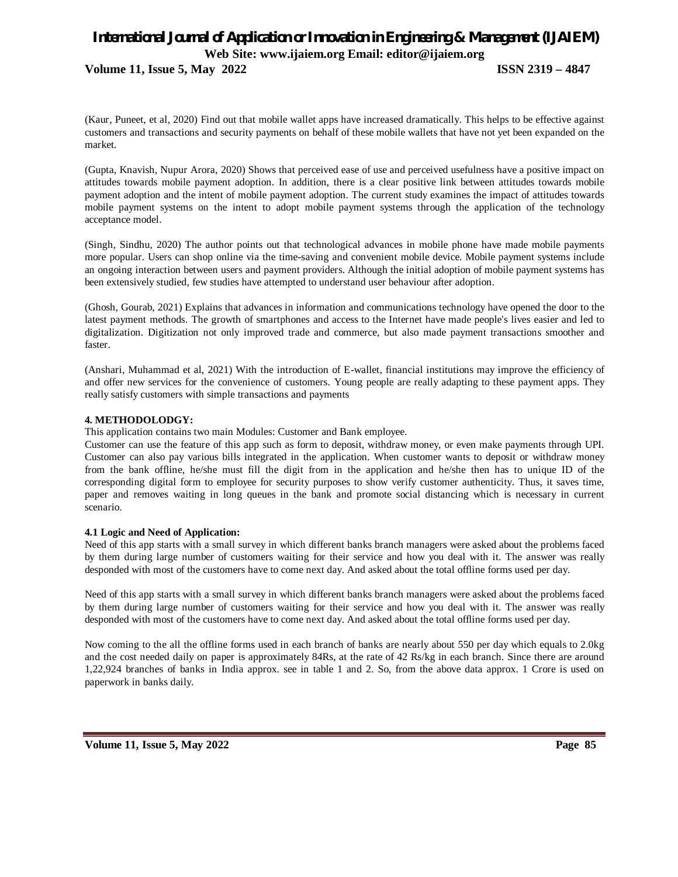(Kaur, Puneet, et al, 2020) Find out that mobile wallet apps have increased dramatically. This helps to be effective against customers and transactions and security payments on behalf of these mobile wallets that have not yet been expanded on the market.

(Gupta, Knavish, Nupur Arora, 2020) Shows that perceived ease of use and perceived usefulness have a positive impact on attitudes towards mobile payment adoption. In addition, there is a clear positive link between attitudes towards mobile payment adoption and the intent of mobile payment adoption. The current study examines the impact of attitudes towards mobile payment systems on the intent to adopt mobile payment systems through the application of the technology acceptance model.

(Singh, Sindhu, 2020) The author points out that technological advances in mobile phone have made mobile payments more popular. Users can shop online via the time-saving and convenient mobile device. Mobile payment systems include an ongoing interaction between users and payment providers. Although the initial adoption of mobile payment systems has been extensively studied, few studies have attempted to understand user behaviour after adoption.

(Ghosh, Gourab, 2021) Explains that advances in information and communications technology have opened the door to the latest payment methods. The growth of smartphones and access to the Internet have made people's lives easier and led to digitalization. Digitization not only improved trade and commerce, but also made payment transactions smoother and faster.

(Anshari, Muhammad et al, 2021) With the introduction of E-wallet, financial institutions may improve the efficiency of and offer new services for the convenience of customers. Young people are really adapting to these payment apps. They really satisfy customers with simple transactions and payments

## 4. METHODOLODGY:

This application contains two main Modules: Customer and Bank employee.

Customer can use the feature of this app such as form to deposit, withdraw money, or even make payments through UPI. Customer can also pay various bills integrated in the application. When customer wants to deposit or withdraw money from the bank offline, he/she must fill the digit from in the application and he/she then has to unique ID of the corresponding digital form to employee for security purposes to show verify customer authenticity. Thus, it saves time, paper and removes waiting in long queues in the bank and promote social distancing which is necessary in current scenario.

### 4.1 Logic and Need of Application:

Need of this app starts with a small survey in which different banks branch managers were asked about the problems faced by them during large number of customers waiting for their service and how you deal with it. The answer was really desponded with most of the customers have to come next day. And asked about the total offline forms used per day.

Need of this app starts with a small survey in which different banks branch managers were asked about the problems faced by them during large number of customers waiting for their service and how you deal with it. The answer was really desponded with most of the customers have to come next day. And asked about the total offline forms used per day.

Now coming to the all the offline forms used in each branch of banks are nearly about 550 per day which equals to 2.0kg and the cost needed daily on paper is approximately 84Rs, at the rate of 42 Rs/kg in each branch. Since there are around 1,22,924 branches of banks in India approx. see in table 1 and 2. So, from the above data approx. 1 Crore is used on paperwork in banks daily.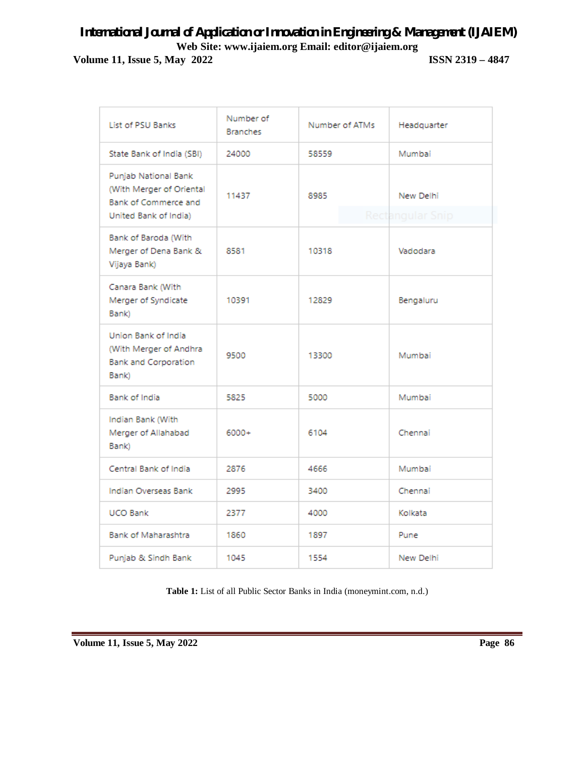| List of PSU Banks | Number of Branches | Number of ATMs | Headquarter |
|---|---|---|---|
| State Bank of India (SBI) | 24000 | 58559 | Mumbai |
| Punjab National Bank (With Merger of Oriental Bank of Commerce and United Bank of India) | 11437 | 8985 | New Delhi |
| Bank of Baroda (With Merger of Dena Bank & Vijaya Bank) | 8581 | 10318 | Vadodara |
| Canara Bank (With Merger of Syndicate Bank) | 10391 | 12829 | Bengaluru |
| Union Bank of India (With Merger of Andhra Bank and Corporation Bank) | 9500 | 13300 | Mumbai |
| Bank of India | 5825 | 5000 | Mumbai |
| Indian Bank (With Merger of Allahabad Bank) | 6000+ | 6104 | Chennai |
| Central Bank of India | 2876 | 4666 | Mumbai |
| Indian Overseas Bank | 2995 | 3400 | Chennai |
| UCO Bank | 2377 | 4000 | Kolkata |
| Bank of Maharashtra | 1860 | 1897 | Pune |
| Punjab & Sindh Bank | 1045 | 1554 | New Delhi |

**Table 1:** List of all Public Sector Banks in India (moneymint.com, n.d.)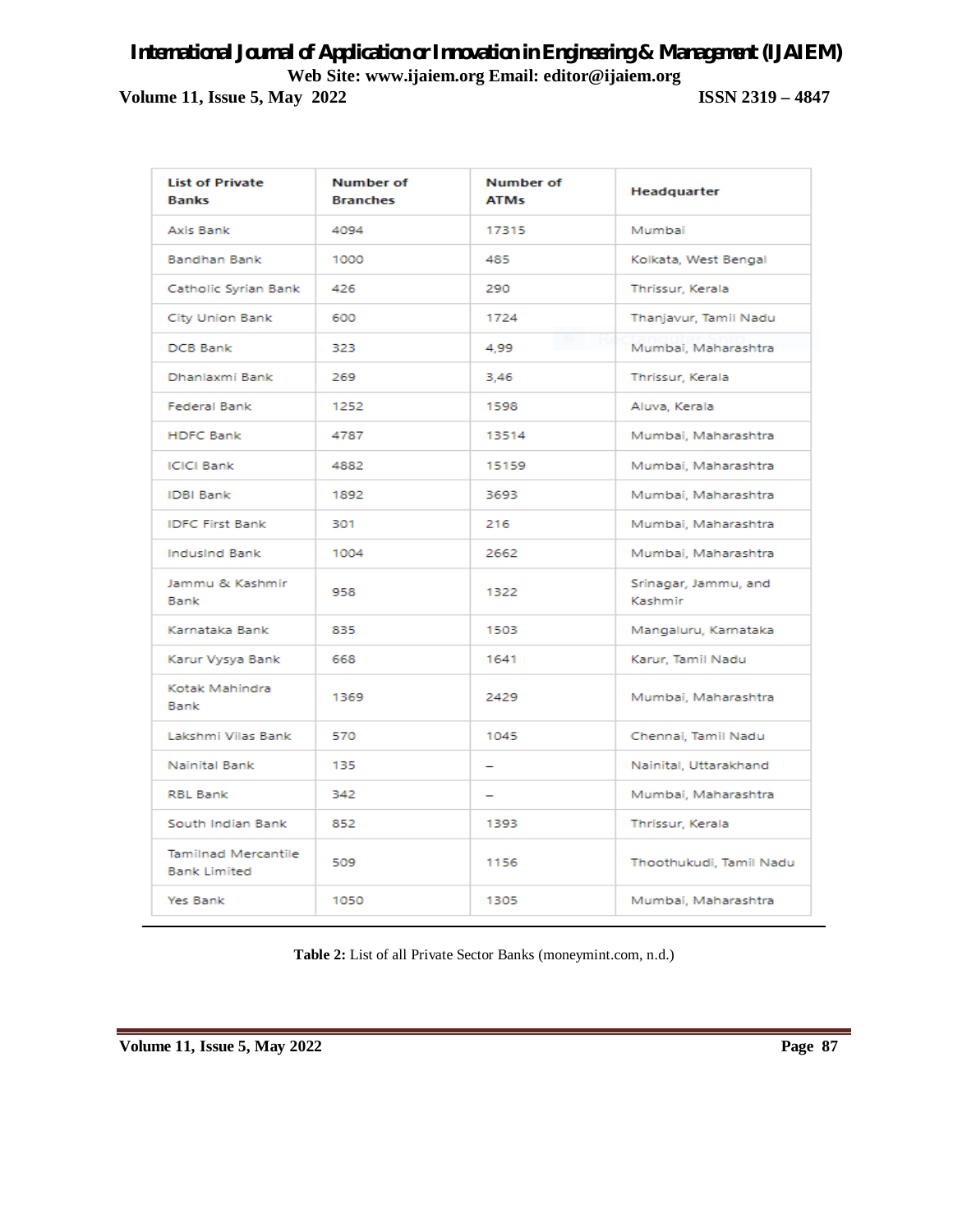| List of Private Banks | Number of Branches | Number of ATMs | Headquarter |
|---|---|---|---|
| Axis Bank | 4094 | 17315 | Mumbai |
| Bandhan Bank | 1000 | 485 | Kolkata, West Bengal |
| Catholic Syrian Bank | 426 | 290 | Thrissur, Kerala |
| City Union Bank | 600 | 1724 | Thanjavur, Tamil Nadu |
| DCB Bank | 323 | 4,99 | Mumbai, Maharashtra |
| Dhanlaxmi Bank | 269 | 3,46 | Thrissur, Kerala |
| Federal Bank | 1252 | 1598 | Aluva, Kerala |
| HDFC Bank | 4787 | 13514 | Mumbai, Maharashtra |
| ICICI Bank | 4882 | 15159 | Mumbai, Maharashtra |
| IDBI Bank | 1892 | 3693 | Mumbai, Maharashtra |
| IDFC First Bank | 301 | 216 | Mumbai, Maharashtra |
| IndusInd Bank | 1004 | 2662 | Mumbai, Maharashtra |
| Jammu & Kashmir Bank | 958 | 1322 | Srinagar, Jammu, and Kashmir |
| Karnataka Bank | 835 | 1503 | Mangaluru, Karnataka |
| Karur Vysya Bank | 668 | 1641 | Karur, Tamil Nadu |
| Kotak Mahindra Bank | 1369 | 2429 | Mumbai, Maharashtra |
| Lakshmi Vilas Bank | 570 | 1045 | Chennai, Tamil Nadu |
| Nainital Bank | 135 | – | Nainital, Uttarakhand |
| RBL Bank | 342 | – | Mumbai, Maharashtra |
| South Indian Bank | 852 | 1393 | Thrissur, Kerala |
| Tamilnad Mercantile Bank Limited | 509 | 1156 | Thoothukudi, Tamil Nadu |
| Yes Bank | 1050 | 1305 | Mumbai, Maharashtra |

**Table 2:** List of all Private Sector Banks (moneymint.com, n.d.)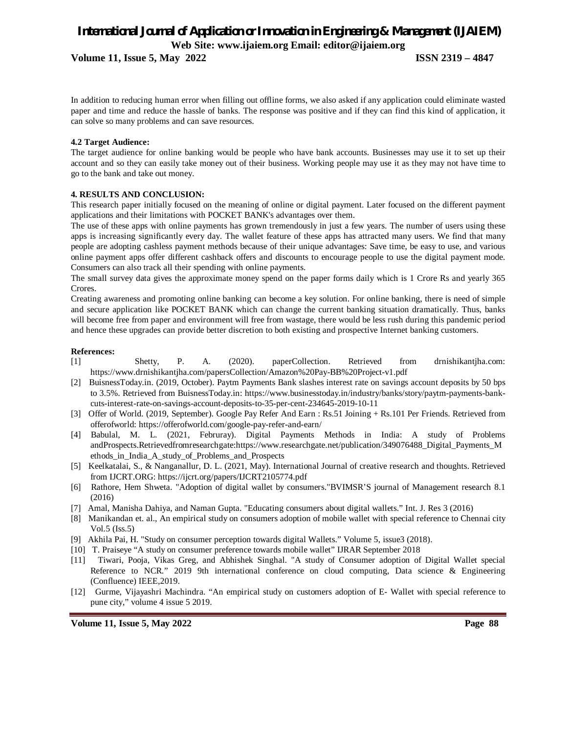In addition to reducing human error when filling out offline forms, we also asked if any application could eliminate wasted paper and time and reduce the hassle of banks. The response was positive and if they can find this kind of application, it can solve so many problems and can save resources.

**4.2 Target Audience:**

The target audience for online banking would be people who have bank accounts. Businesses may use it to set up their account and so they can easily take money out of their business. Working people may use it as they may not have time to go to the bank and take out money.

**4. RESULTS AND CONCLUSION:**

This research paper initially focused on the meaning of online or digital payment. Later focused on the different payment applications and their limitations with POCKET BANK's advantages over them.

The use of these apps with online payments has grown tremendously in just a few years. The number of users using these apps is increasing significantly every day. The wallet feature of these apps has attracted many users. We find that many people are adopting cashless payment methods because of their unique advantages: Save time, be easy to use, and various online payment apps offer different cashback offers and discounts to encourage people to use the digital payment mode. Consumers can also track all their spending with online payments.

The small survey data gives the approximate money spend on the paper forms daily which is 1 Crore Rs and yearly 365 Crores.

Creating awareness and promoting online banking can become a key solution. For online banking, there is need of simple and secure application like POCKET BANK which can change the current banking situation dramatically. Thus, banks will become free from paper and environment will free from wastage, there would be less rush during this pandemic period and hence these upgrades can provide better discretion to both existing and prospective Internet banking customers.

**References:**

[1] Shetty, P. A. (2020). paperCollection. Retrieved from drnishikantjha.com: https://www.drnishikantjha.com/papersCollection/Amazon%20Pay-BB%20Project-v1.pdf

[2] BuisnessToday.in. (2019, October). Paytm Payments Bank slashes interest rate on savings account deposits by 50 bps to 3.5%. Retrieved from BuisnessToday.in: https://www.businesstoday.in/industry/banks/story/paytm-payments-bank-cuts-interest-rate-on-savings-account-deposits-to-35-per-cent-234645-2019-10-11

[3] Offer of World. (2019, September). Google Pay Refer And Earn : Rs.51 Joining + Rs.101 Per Friends. Retrieved from offerofworld: https://offerofworld.com/google-pay-refer-and-earn/

[4] Babulal, M. L. (2021, Februray). Digital Payments Methods in India: A study of Problems andProspects.Retrievedfromresearchgate:https://www.researchgate.net/publication/349076488_Digital_Payments_Methods_in_India_A_study_of_Problems_and_Prospects

[5] Keelkatalai, S., & Nanganallur, D. L. (2021, May). International Journal of creative research and thoughts. Retrieved from IJCRT.ORG: https://ijcrt.org/papers/IJCRT2105774.pdf

[6] Rathore, Hem Shweta. "Adoption of digital wallet by consumers."BVIMSR'S journal of Management research 8.1 (2016)

[7] Amal, Manisha Dahiya, and Naman Gupta. "Educating consumers about digital wallets." Int. J. Res 3 (2016)

[8] Manikandan et. al., An empirical study on consumers adoption of mobile wallet with special reference to Chennai city Vol.5 (Iss.5)

[9] Akhila Pai, H. "Study on consumer perception towards digital Wallets." Volume 5, issue3 (2018).

[10] T. Praiseye "A study on consumer preference towards mobile wallet" IJRAR September 2018

[11] Tiwari, Pooja, Vikas Greg, and Abhishek Singhal. "A study of Consumer adoption of Digital Wallet special Reference to NCR." 2019 9th international conference on cloud computing, Data science & Engineering (Confluence) IEEE,2019.

[12] Gurme, Vijayashri Machindra. "An empirical study on customers adoption of E- Wallet with special reference to pune city," volume 4 issue 5 2019.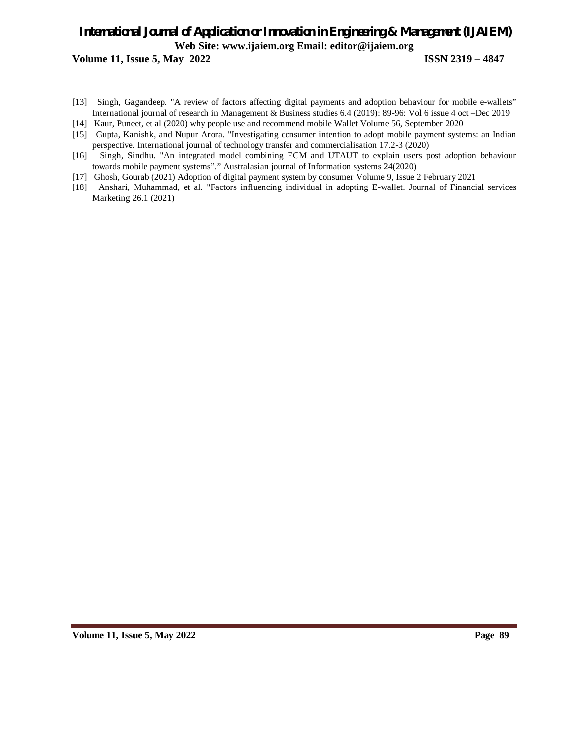[13] Singh, Gagandeep. "A review of factors affecting digital payments and adoption behaviour for mobile e-wallets" International journal of research in Management & Business studies 6.4 (2019): 89-96: Vol 6 issue 4 oct –Dec 2019

[14] Kaur, Puneet, et al (2020) why people use and recommend mobile Wallet Volume 56, September 2020

[15] Gupta, Kanishk, and Nupur Arora. "Investigating consumer intention to adopt mobile payment systems: an Indian perspective. International journal of technology transfer and commercialisation 17.2-3 (2020)

[16] Singh, Sindhu. "An integrated model combining ECM and UTAUT to explain users post adoption behaviour towards mobile payment systems"." Australasian journal of Information systems 24(2020)

[17] Ghosh, Gourab (2021) Adoption of digital payment system by consumer Volume 9, Issue 2 February 2021

[18] Anshari, Muhammad, et al. "Factors influencing individual in adopting E-wallet. Journal of Financial services Marketing 26.1 (2021)